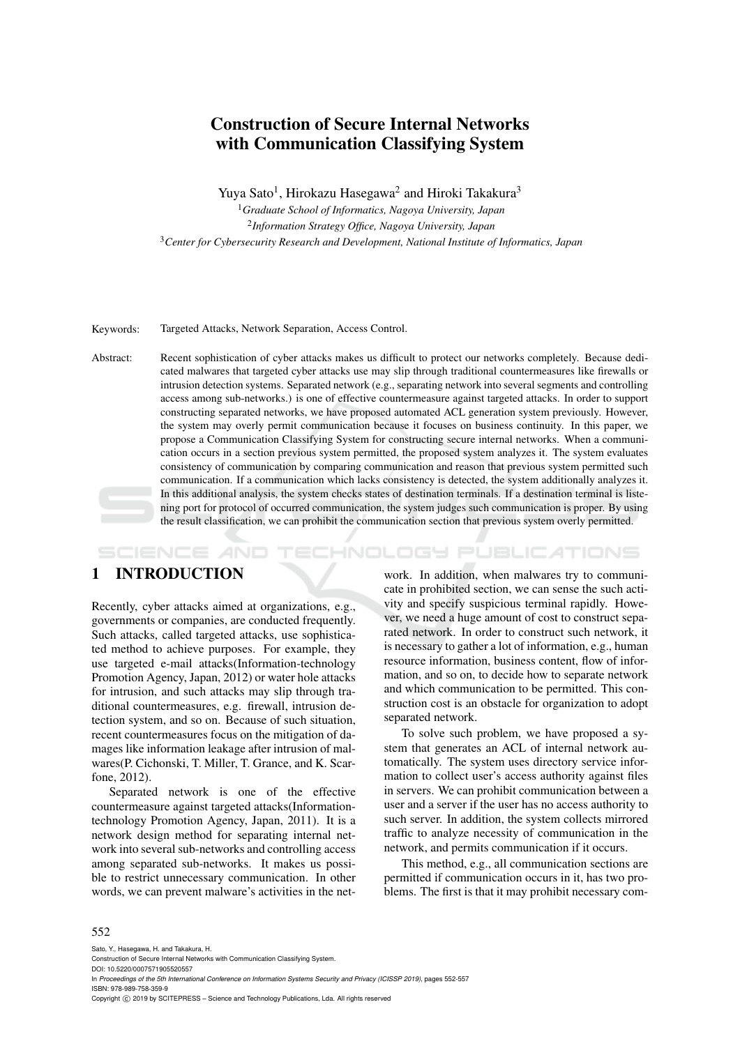# Construction of Secure Internal Networks with Communication Classifying System

Yuya Sato[1], Hirokazu Hasegawa[2] and Hiroki Takakura[3]

[1]*Graduate School of Informatics, Nagoya University, Japan*
[2]*Information Strategy Office, Nagoya University, Japan*
[3]*Center for Cybersecurity Research and Development, National Institute of Informatics, Japan*

Keywords: Targeted Attacks, Network Separation, Access Control.

Abstract: Recent sophistication of cyber attacks makes us difficult to protect our networks completely. Because dedicated malwares that targeted cyber attacks use may slip through traditional countermeasures like firewalls or intrusion detection systems. Separated network (e.g., separating network into several segments and controlling access among sub-networks.) is one of effective countermeasure against targeted attacks. In order to support constructing separated networks, we have proposed automated ACL generation system previously. However, the system may overly permit communication because it focuses on business continuity. In this paper, we propose a Communication Classifying System for constructing secure internal networks. When a communication occurs in a section previous system permitted, the proposed system analyzes it. The system evaluates consistency of communication by comparing communication and reason that previous system permitted such communication. If a communication which lacks consistency is detected, the system additionally analyzes it. In this additional analysis, the system checks states of destination terminals. If a destination terminal is listening port for protocol of occurred communication, the system judges such communication is proper. By using the result classification, we can prohibit the communication section that previous system overly permitted.

## 1 INTRODUCTION

Recently, cyber attacks aimed at organizations, e.g., governments or companies, are conducted frequently. Such attacks, called targeted attacks, use sophisticated method to achieve purposes. For example, they use targeted e-mail attacks(Information-technology Promotion Agency, Japan, 2012) or water hole attacks for intrusion, and such attacks may slip through traditional countermeasures, e.g. firewall, intrusion detection system, and so on. Because of such situation, recent countermeasures focus on the mitigation of damages like information leakage after intrusion of malwares(P. Cichonski, T. Miller, T. Grance, and K. Scarfone, 2012).

Separated network is one of the effective countermeasure against targeted attacks(Information-technology Promotion Agency, Japan, 2011). It is a network design method for separating internal network into several sub-networks and controlling access among separated sub-networks. It makes us possible to restrict unnecessary communication. In other words, we can prevent malware's activities in the network. In addition, when malwares try to communicate in prohibited section, we can sense the such activity and specify suspicious terminal rapidly. However, we need a huge amount of cost to construct separated network. In order to construct such network, it is necessary to gather a lot of information, e.g., human resource information, business content, flow of information, and so on, to decide how to separate network and which communication to be permitted. This construction cost is an obstacle for organization to adopt separated network.

To solve such problem, we have proposed a system that generates an ACL of internal network automatically. The system uses directory service information to collect user's access authority against files in servers. We can prohibit communication between a user and a server if the user has no access authority to such server. In addition, the system collects mirrored traffic to analyze necessity of communication in the network, and permits communication if it occurs.

This method, e.g., all communication sections are permitted if communication occurs in it, has two problems. The first is that it may prohibit necessary com-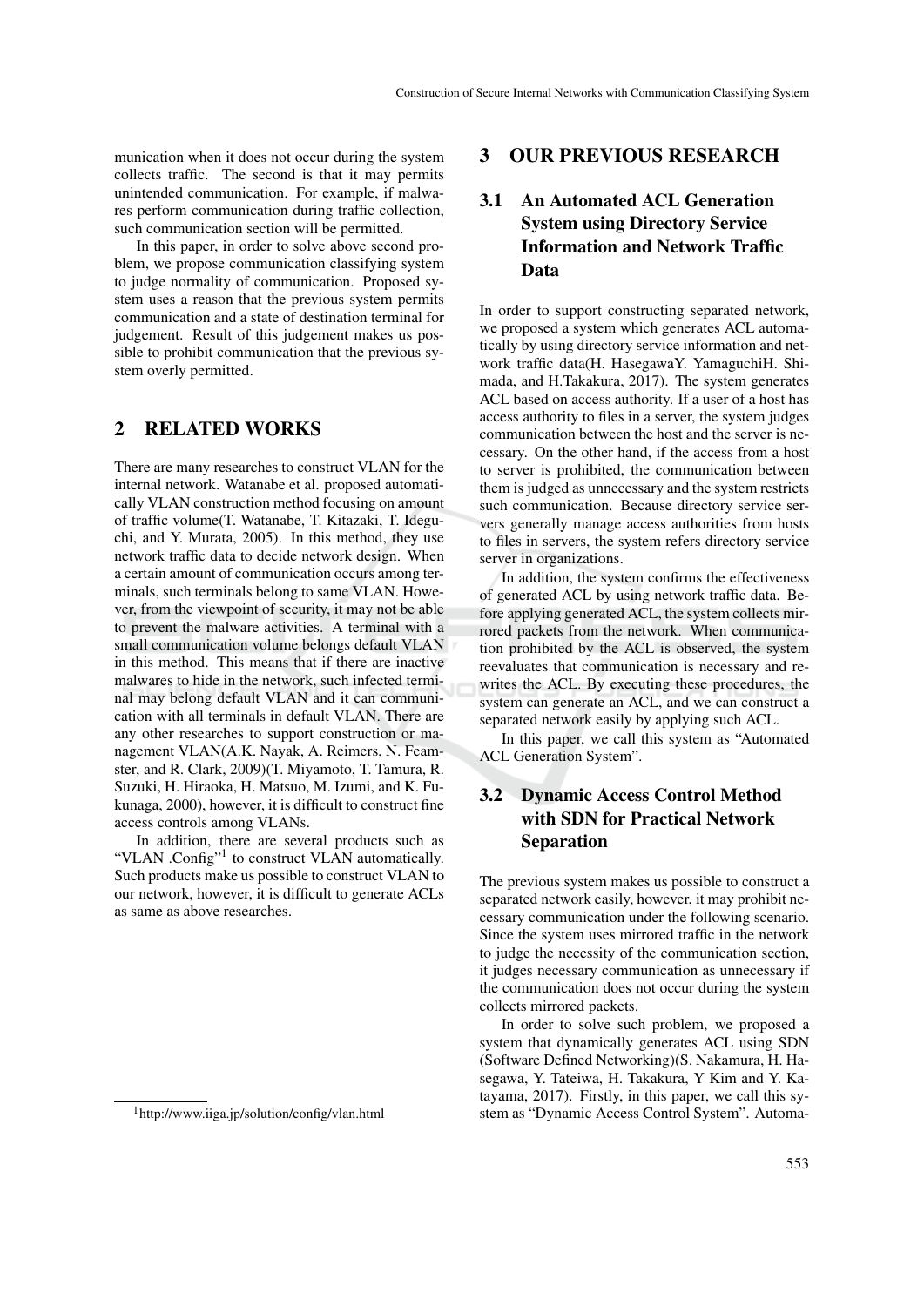munication when it does not occur during the system collects traffic. The second is that it may permits unintended communication. For example, if malwares perform communication during traffic collection, such communication section will be permitted.

In this paper, in order to solve above second problem, we propose communication classifying system to judge normality of communication. Proposed system uses a reason that the previous system permits communication and a state of destination terminal for judgement. Result of this judgement makes us possible to prohibit communication that the previous system overly permitted.

## 2 RELATED WORKS

There are many researches to construct VLAN for the internal network. Watanabe et al. proposed automatically VLAN construction method focusing on amount of traffic volume(T. Watanabe, T. Kitazaki, T. Ideguchi, and Y. Murata, 2005). In this method, they use network traffic data to decide network design. When a certain amount of communication occurs among terminals, such terminals belong to same VLAN. However, from the viewpoint of security, it may not be able to prevent the malware activities. A terminal with a small communication volume belongs default VLAN in this method. This means that if there are inactive malwares to hide in the network, such infected terminal may belong default VLAN and it can communication with all terminals in default VLAN. There are any other researches to support construction or management VLAN(A.K. Nayak, A. Reimers, N. Feamster, and R. Clark, 2009)(T. Miyamoto, T. Tamura, R. Suzuki, H. Hiraoka, H. Matsuo, M. Izumi, and K. Fukunaga, 2000), however, it is difficult to construct fine access controls among VLANs.

In addition, there are several products such as "VLAN .Config"[1] to construct VLAN automatically. Such products make us possible to construct VLAN to our network, however, it is difficult to generate ACLs as same as above researches.

[1] http://www.iiga.jp/solution/config/vlan.html

## 3 OUR PREVIOUS RESEARCH

### 3.1 An Automated ACL Generation System using Directory Service Information and Network Traffic Data

In order to support constructing separated network, we proposed a system which generates ACL automatically by using directory service information and network traffic data(H. HasegawaY. YamaguchiH. Shimada, and H.Takakura, 2017). The system generates ACL based on access authority. If a user of a host has access authority to files in a server, the system judges communication between the host and the server is necessary. On the other hand, if the access from a host to server is prohibited, the communication between them is judged as unnecessary and the system restricts such communication. Because directory service servers generally manage access authorities from hosts to files in servers, the system refers directory service server in organizations.

In addition, the system confirms the effectiveness of generated ACL by using network traffic data. Before applying generated ACL, the system collects mirrored packets from the network. When communication prohibited by the ACL is observed, the system reevaluates that communication is necessary and rewrites the ACL. By executing these procedures, the system can generate an ACL, and we can construct a separated network easily by applying such ACL.

In this paper, we call this system as "Automated ACL Generation System".

### 3.2 Dynamic Access Control Method with SDN for Practical Network Separation

The previous system makes us possible to construct a separated network easily, however, it may prohibit necessary communication under the following scenario. Since the system uses mirrored traffic in the network to judge the necessity of the communication section, it judges necessary communication as unnecessary if the communication does not occur during the system collects mirrored packets.

In order to solve such problem, we proposed a system that dynamically generates ACL using SDN (Software Defined Networking)(S. Nakamura, H. Hasegawa, Y. Tateiwa, H. Takakura, Y Kim and Y. Katayama, 2017). Firstly, in this paper, we call this system as "Dynamic Access Control System". Automa-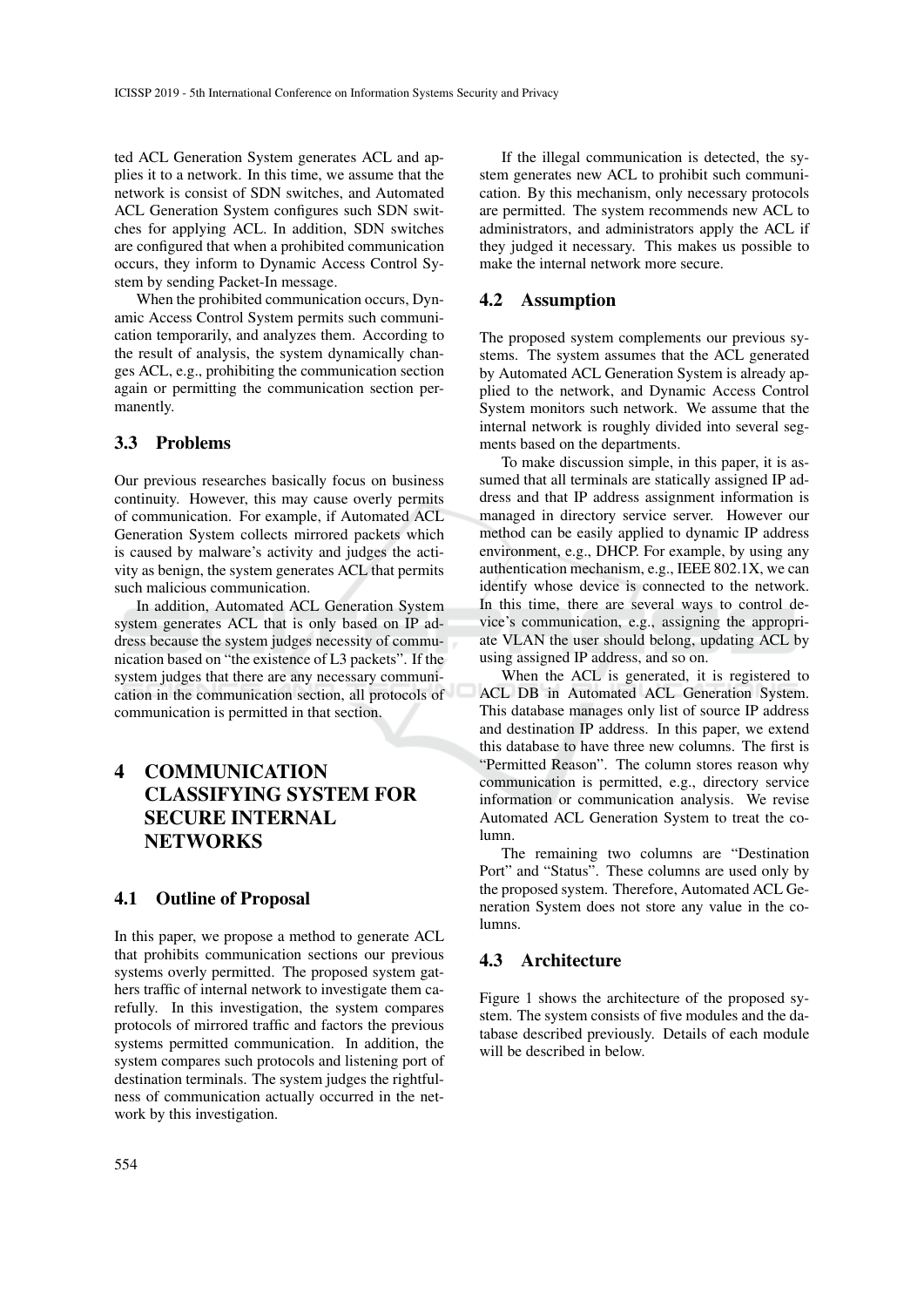ted ACL Generation System generates ACL and applies it to a network. In this time, we assume that the network is consist of SDN switches, and Automated ACL Generation System configures such SDN switches for applying ACL. In addition, SDN switches are configured that when a prohibited communication occurs, they inform to Dynamic Access Control System by sending Packet-In message.

When the prohibited communication occurs, Dynamic Access Control System permits such communication temporarily, and analyzes them. According to the result of analysis, the system dynamically changes ACL, e.g., prohibiting the communication section again or permitting the communication section permanently.

### 3.3 Problems

Our previous researches basically focus on business continuity. However, this may cause overly permits of communication. For example, if Automated ACL Generation System collects mirrored packets which is caused by malware's activity and judges the activity as benign, the system generates ACL that permits such malicious communication.

In addition, Automated ACL Generation System system generates ACL that is only based on IP address because the system judges necessity of communication based on "the existence of L3 packets". If the system judges that there are any necessary communication in the communication section, all protocols of communication is permitted in that section.

## 4 COMMUNICATION CLASSIFYING SYSTEM FOR SECURE INTERNAL NETWORKS

### 4.1 Outline of Proposal

In this paper, we propose a method to generate ACL that prohibits communication sections our previous systems overly permitted. The proposed system gathers traffic of internal network to investigate them carefully. In this investigation, the system compares protocols of mirrored traffic and factors the previous systems permitted communication. In addition, the system compares such protocols and listening port of destination terminals. The system judges the rightfulness of communication actually occurred in the network by this investigation.

If the illegal communication is detected, the system generates new ACL to prohibit such communication. By this mechanism, only necessary protocols are permitted. The system recommends new ACL to administrators, and administrators apply the ACL if they judged it necessary. This makes us possible to make the internal network more secure.

### 4.2 Assumption

The proposed system complements our previous systems. The system assumes that the ACL generated by Automated ACL Generation System is already applied to the network, and Dynamic Access Control System monitors such network. We assume that the internal network is roughly divided into several segments based on the departments.

To make discussion simple, in this paper, it is assumed that all terminals are statically assigned IP address and that IP address assignment information is managed in directory service server. However our method can be easily applied to dynamic IP address environment, e.g., DHCP. For example, by using any authentication mechanism, e.g., IEEE 802.1X, we can identify whose device is connected to the network. In this time, there are several ways to control device's communication, e.g., assigning the appropriate VLAN the user should belong, updating ACL by using assigned IP address, and so on.

When the ACL is generated, it is registered to ACL DB in Automated ACL Generation System. This database manages only list of source IP address and destination IP address. In this paper, we extend this database to have three new columns. The first is "Permitted Reason". The column stores reason why communication is permitted, e.g., directory service information or communication analysis. We revise Automated ACL Generation System to treat the column.

The remaining two columns are "Destination Port" and "Status". These columns are used only by the proposed system. Therefore, Automated ACL Generation System does not store any value in the columns.

### 4.3 Architecture

Figure 1 shows the architecture of the proposed system. The system consists of five modules and the database described previously. Details of each module will be described in below.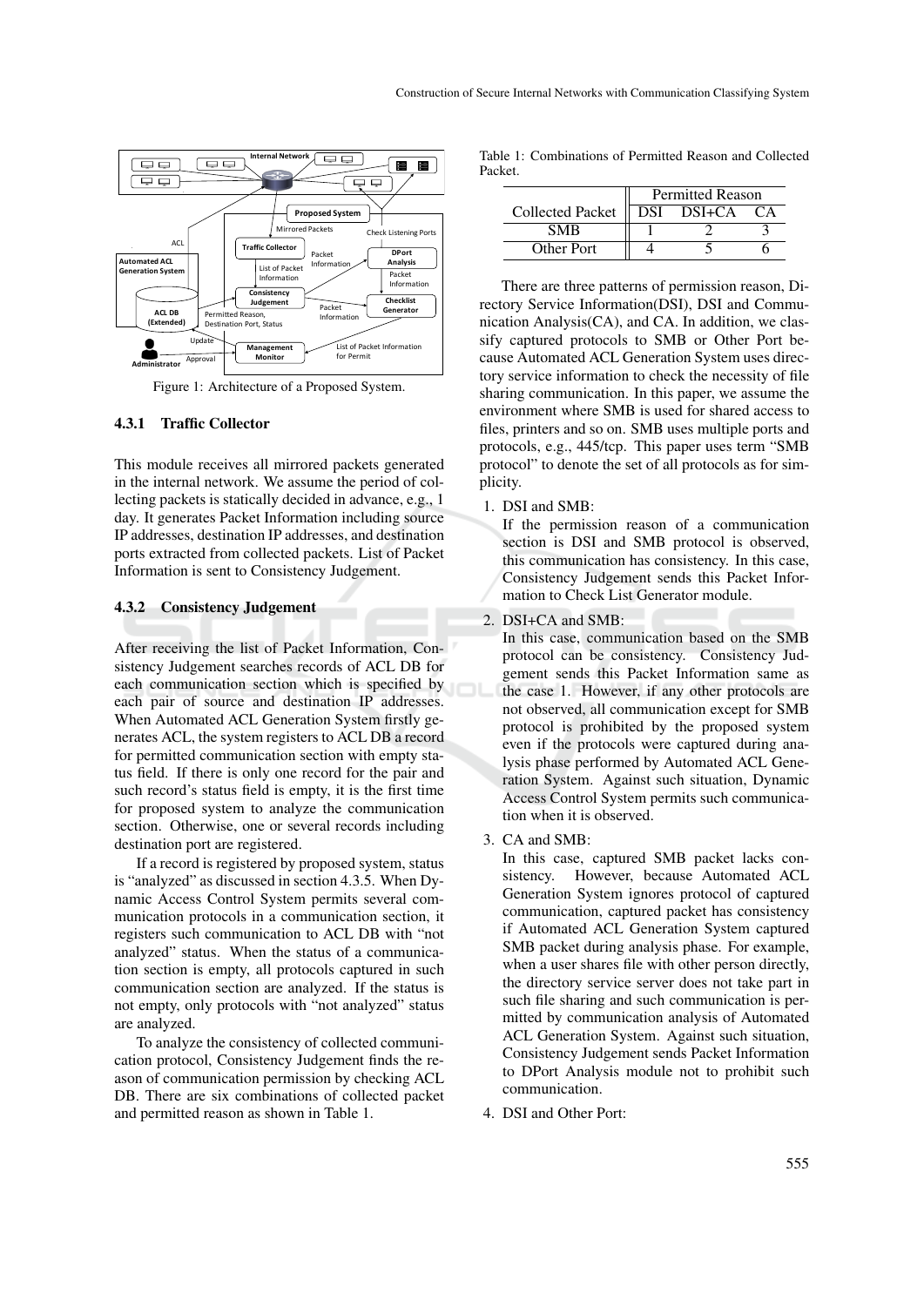Figure 1: Architecture of a Proposed System.

#### 4.3.1 Traffic Collector

This module receives all mirrored packets generated in the internal network. We assume the period of collecting packets is statically decided in advance, e.g., 1 day. It generates Packet Information including source IP addresses, destination IP addresses, and destination ports extracted from collected packets. List of Packet Information is sent to Consistency Judgement.

#### 4.3.2 Consistency Judgement

After receiving the list of Packet Information, Consistency Judgement searches records of ACL DB for each communication section which is specified by each pair of source and destination IP addresses. When Automated ACL Generation System firstly generates ACL, the system registers to ACL DB a record for permitted communication section with empty status field. If there is only one record for the pair and such record's status field is empty, it is the first time for proposed system to analyze the communication section. Otherwise, one or several records including destination port are registered.

If a record is registered by proposed system, status is "analyzed" as discussed in section 4.3.5. When Dynamic Access Control System permits several communication protocols in a communication section, it registers such communication to ACL DB with "not analyzed" status. When the status of a communication section is empty, all protocols captured in such communication section are analyzed. If the status is not empty, only protocols with "not analyzed" status are analyzed.

To analyze the consistency of collected communication protocol, Consistency Judgement finds the reason of communication permission by checking ACL DB. There are six combinations of collected packet and permitted reason as shown in Table 1.

Table 1: Combinations of Permitted Reason and Collected Packet.

| Collected Packet | Permitted Reason | | |
|---|---|---|---|
| | DSI | DSI+CA | CA |
| SMB | 1 | 2 | 3 |
| Other Port | 4 | 5 | 6 |

There are three patterns of permission reason, Directory Service Information(DSI), DSI and Communication Analysis(CA), and CA. In addition, we classify captured protocols to SMB or Other Port because Automated ACL Generation System uses directory service information to check the necessity of file sharing communication. In this paper, we assume the environment where SMB is used for shared access to files, printers and so on. SMB uses multiple ports and protocols, e.g., 445/tcp. This paper uses term "SMB protocol" to denote the set of all protocols as for simplicity.

1. DSI and SMB:
   If the permission reason of a communication section is DSI and SMB protocol is observed, this communication has consistency. In this case, Consistency Judgement sends this Packet Information to Check List Generator module.
2. DSI+CA and SMB:
   In this case, communication based on the SMB protocol can be consistency. Consistency Judgement sends this Packet Information same as the case 1. However, if any other protocols are not observed, all communication except for SMB protocol is prohibited by the proposed system even if the protocols were captured during analysis phase performed by Automated ACL Generation System. Against such situation, Dynamic Access Control System permits such communication when it is observed.
3. CA and SMB:
   In this case, captured SMB packet lacks consistency. However, because Automated ACL Generation System ignores protocol of captured communication, captured packet has consistency if Automated ACL Generation System captured SMB packet during analysis phase. For example, when a user shares file with other person directly, the directory service server does not take part in such file sharing and such communication is permitted by communication analysis of Automated ACL Generation System. Against such situation, Consistency Judgement sends Packet Information to DPort Analysis module not to prohibit such communication.
4. DSI and Other Port: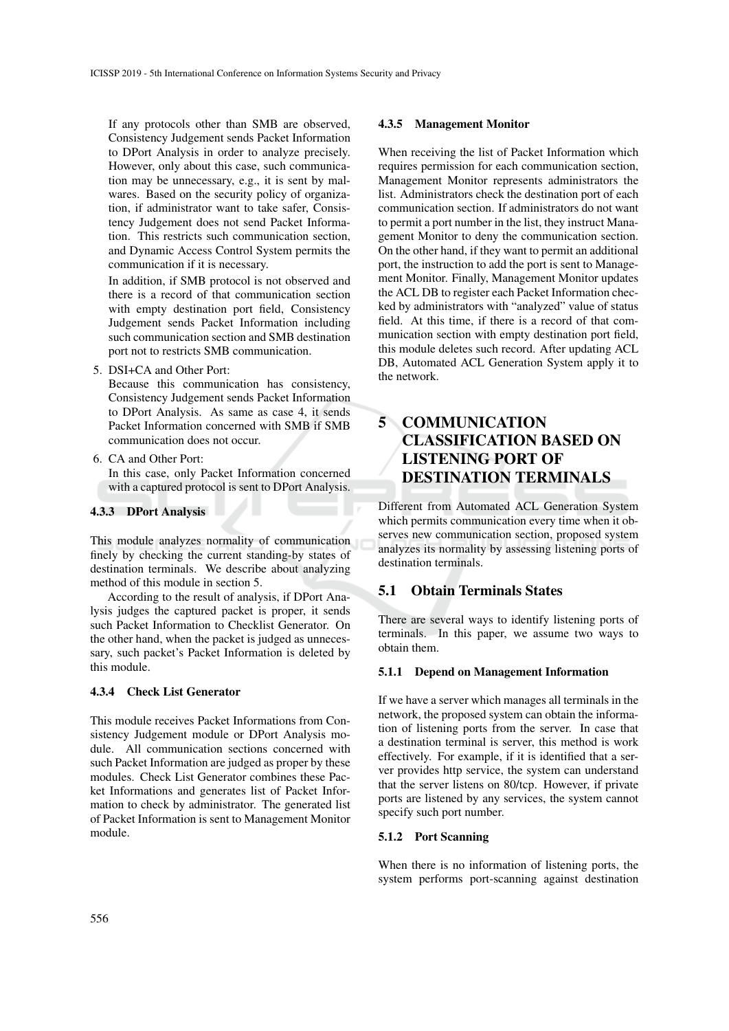If any protocols other than SMB are observed, Consistency Judgement sends Packet Information to DPort Analysis in order to analyze precisely. However, only about this case, such communication may be unnecessary, e.g., it is sent by malwares. Based on the security policy of organization, if administrator want to take safer, Consistency Judgement does not send Packet Information. This restricts such communication section, and Dynamic Access Control System permits the communication if it is necessary.

In addition, if SMB protocol is not observed and there is a record of that communication section with empty destination port field, Consistency Judgement sends Packet Information including such communication section and SMB destination port not to restricts SMB communication.

5. DSI+CA and Other Port:
   Because this communication has consistency, Consistency Judgement sends Packet Information to DPort Analysis. As same as case 4, it sends Packet Information concerned with SMB if SMB communication does not occur.

6. CA and Other Port:
   In this case, only Packet Information concerned with a captured protocol is sent to DPort Analysis.

#### 4.3.3 DPort Analysis

This module analyzes normality of communication finely by checking the current standing-by states of destination terminals. We describe about analyzing method of this module in section 5.

According to the result of analysis, if DPort Analysis judges the captured packet is proper, it sends such Packet Information to Checklist Generator. On the other hand, when the packet is judged as unnecessary, such packet's Packet Information is deleted by this module.

#### 4.3.4 Check List Generator

This module receives Packet Informations from Consistency Judgement module or DPort Analysis module. All communication sections concerned with such Packet Information are judged as proper by these modules. Check List Generator combines these Packet Informations and generates list of Packet Information to check by administrator. The generated list of Packet Information is sent to Management Monitor module.

#### 4.3.5 Management Monitor

When receiving the list of Packet Information which requires permission for each communication section, Management Monitor represents administrators the list. Administrators check the destination port of each communication section. If administrators do not want to permit a port number in the list, they instruct Management Monitor to deny the communication section. On the other hand, if they want to permit an additional port, the instruction to add the port is sent to Management Monitor. Finally, Management Monitor updates the ACL DB to register each Packet Information checked by administrators with "analyzed" value of status field. At this time, if there is a record of that communication section with empty destination port field, this module deletes such record. After updating ACL DB, Automated ACL Generation System apply it to the network.

## 5 COMMUNICATION CLASSIFICATION BASED ON LISTENING PORT OF DESTINATION TERMINALS

Different from Automated ACL Generation System which permits communication every time when it observes new communication section, proposed system analyzes its normality by assessing listening ports of destination terminals.

### 5.1 Obtain Terminals States

There are several ways to identify listening ports of terminals. In this paper, we assume two ways to obtain them.

#### 5.1.1 Depend on Management Information

If we have a server which manages all terminals in the network, the proposed system can obtain the information of listening ports from the server. In case that a destination terminal is server, this method is work effectively. For example, if it is identified that a server provides http service, the system can understand that the server listens on 80/tcp. However, if private ports are listened by any services, the system cannot specify such port number.

#### 5.1.2 Port Scanning

When there is no information of listening ports, the system performs port-scanning against destination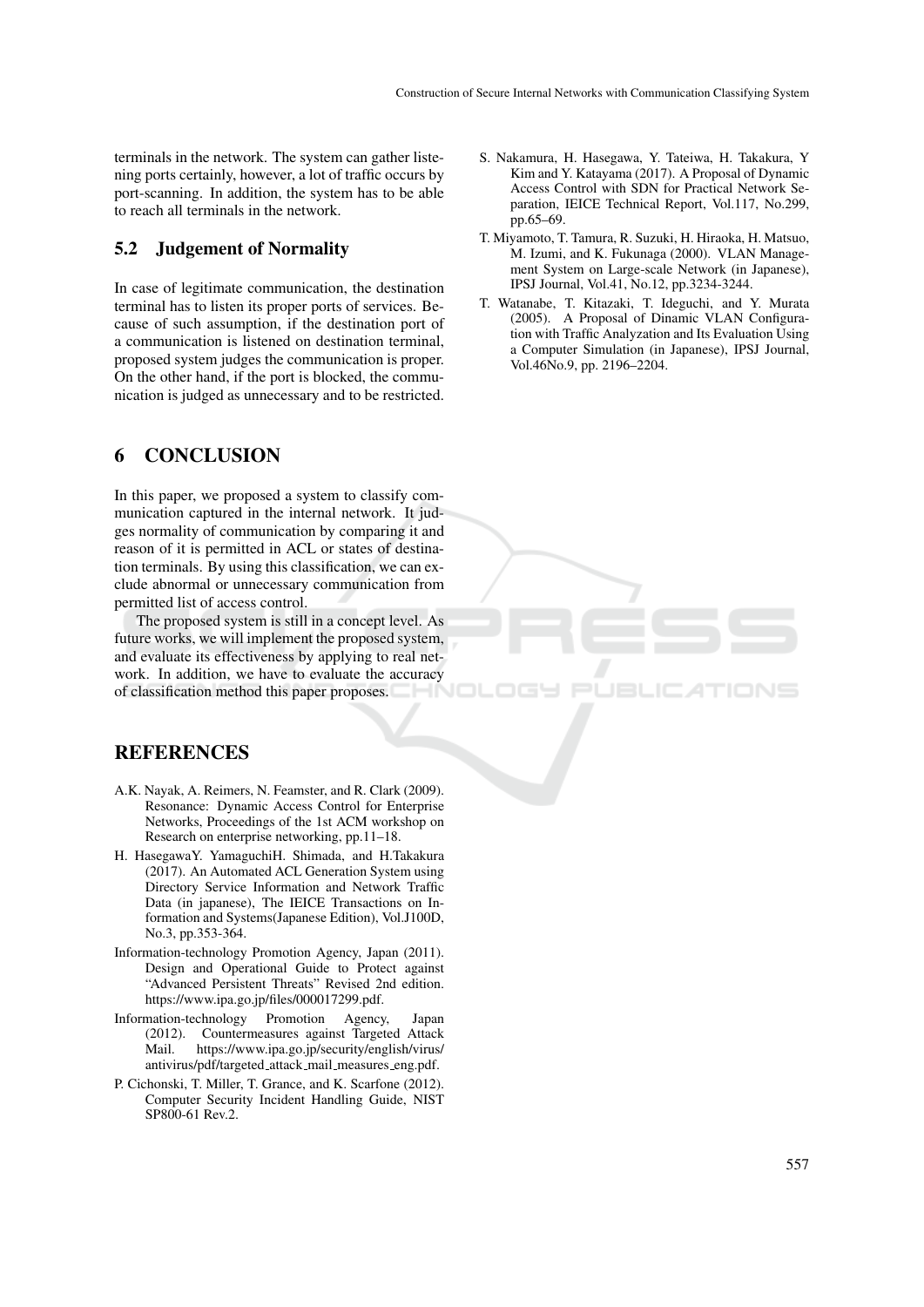terminals in the network. The system can gather listening ports certainly, however, a lot of traffic occurs by port-scanning. In addition, the system has to be able to reach all terminals in the network.

### 5.2 Judgement of Normality

In case of legitimate communication, the destination terminal has to listen its proper ports of services. Because of such assumption, if the destination port of a communication is listened on destination terminal, proposed system judges the communication is proper. On the other hand, if the port is blocked, the communication is judged as unnecessary and to be restricted.

## 6 CONCLUSION

In this paper, we proposed a system to classify communication captured in the internal network. It judges normality of communication by comparing it and reason of it is permitted in ACL or states of destination terminals. By using this classification, we can exclude abnormal or unnecessary communication from permitted list of access control.

The proposed system is still in a concept level. As future works, we will implement the proposed system, and evaluate its effectiveness by applying to real network. In addition, we have to evaluate the accuracy of classification method this paper proposes.

## REFERENCES

A.K. Nayak, A. Reimers, N. Feamster, and R. Clark (2009). Resonance: Dynamic Access Control for Enterprise Networks, Proceedings of the 1st ACM workshop on Research on enterprise networking, pp.11–18.

H. HasegawaY. YamaguchiH. Shimada, and H.Takakura (2017). An Automated ACL Generation System using Directory Service Information and Network Traffic Data (in japanese), The IEICE Transactions on Information and Systems(Japanese Edition), Vol.J100D, No.3, pp.353-364.

Information-technology Promotion Agency, Japan (2011). Design and Operational Guide to Protect against "Advanced Persistent Threats" Revised 2nd edition. https://www.ipa.go.jp/files/000017299.pdf.

Information-technology Promotion Agency, Japan (2012). Countermeasures against Targeted Attack Mail. https://www.ipa.go.jp/security/english/virus/antivirus/pdf/targeted_attack_mail_measures_eng.pdf.

P. Cichonski, T. Miller, T. Grance, and K. Scarfone (2012). Computer Security Incident Handling Guide, NIST SP800-61 Rev.2.

S. Nakamura, H. Hasegawa, Y. Tateiwa, H. Takakura, Y Kim and Y. Katayama (2017). A Proposal of Dynamic Access Control with SDN for Practical Network Separation, IEICE Technical Report, Vol.117, No.299, pp.65–69.

T. Miyamoto, T. Tamura, R. Suzuki, H. Hiraoka, H. Matsuo, M. Izumi, and K. Fukunaga (2000). VLAN Management System on Large-scale Network (in Japanese), IPSJ Journal, Vol.41, No.12, pp.3234-3244.

T. Watanabe, T. Kitazaki, T. Ideguchi, and Y. Murata (2005). A Proposal of Dinamic VLAN Configuration with Traffic Analyzation and Its Evaluation Using a Computer Simulation (in Japanese), IPSJ Journal, Vol.46No.9, pp. 2196–2204.